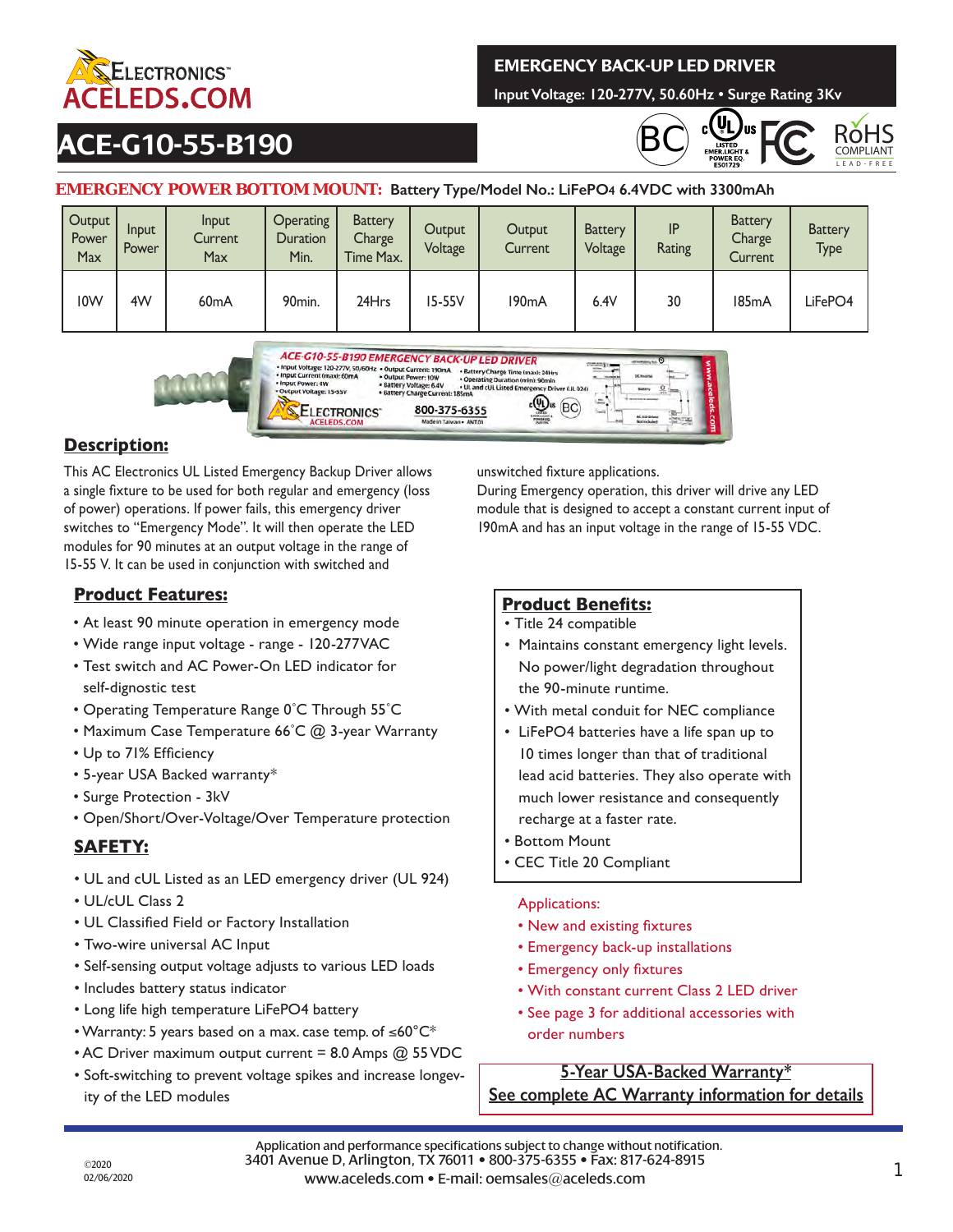ACELEDS.COM

# EMERGENCY BACK-UP LED DRIVER

Input Voltage: 120-277V, 50.60Hz • Surge Rating 3Kv

# ACE-G10-55-B190

**EMERGENCY POWER BOTTOM MOUNT:** Battery Type/Model No.: $LiFePO_4$ 6.4VDC with 3300mAh

| Output Power Max | Input Power | Input Current Max | Operating Duration Min. | Battery Charge Time Max. | Output Voltage | Output Current | Battery Voltage | IP Rating | Battery Charge Current | Battery Type |
|---|---|---|---|---|---|---|---|---|---|---|
| 10W | 4W | 60mA | 90min. | 24Hrs | 15-55V | 190mA | 6.4V | 30 | 185mA | LiFePO4 |

## Description:

This AC Electronics UL Listed Emergency Backup Driver allows a single fixture to be used for both regular and emergency (loss of power) operations. If power fails, this emergency driver switches to "Emergency Mode". It will then operate the LED modules for 90 minutes at an output voltage in the range of 15-55 V. It can be used in conjunction with switched and unswitched fixture applications.

During Emergency operation, this driver will drive any LED module that is designed to accept a constant current input of 190mA and has an input voltage in the range of 15-55 VDC.

## Product Features:

- At least 90 minute operation in emergency mode
- Wide range input voltage - range - 120-277VAC
- Test switch and AC Power-On LED indicator for self-dignostic test
- Operating Temperature Range 0˚C Through 55˚C
- Maximum Case Temperature 66˚C @ 3-year Warranty
- Up to 71% Efficiency
- 5-year USA Backed warranty*
- Surge Protection - 3kV
- Open/Short/Over-Voltage/Over Temperature protection

## SAFETY:

- UL and cUL Listed as an LED emergency driver (UL 924)
- UL/cUL Class 2
- UL Classified Field or Factory Installation
- Two-wire universal AC Input
- Self-sensing output voltage adjusts to various LED loads
- Includes battery status indicator
- Long life high temperature LiFePO4 battery
- Warranty: 5 years based on a max. case temp. of ≤60°C*
- AC Driver maximum output current = 8.0 Amps @ 55 VDC
- Soft-switching to prevent voltage spikes and increase longevity of the LED modules

## Product Benefits:

- Title 24 compatible
- Maintains constant emergency light levels. No power/light degradation throughout the 90-minute runtime.
- With metal conduit for NEC compliance
- LiFePO4 batteries have a life span up to 10 times longer than that of traditional lead acid batteries. They also operate with much lower resistance and consequently recharge at a faster rate.
- Bottom Mount
- CEC Title 20 Compliant

Applications:

- New and existing fixtures
- Emergency back-up installations
- Emergency only fixtures
- With constant current Class 2 LED driver
- See page 3 for additional accessories with order numbers

**5-Year USA-Backed Warranty***
**See complete AC Warranty information for details**

Application and performance specifications subject to change without notification.
3401 Avenue D, Arlington, TX 76011 • 800-375-6355 • Fax: 817-624-8915
www.aceleds.com • E-mail: oemsales@aceleds.com

©2020
02/06/2020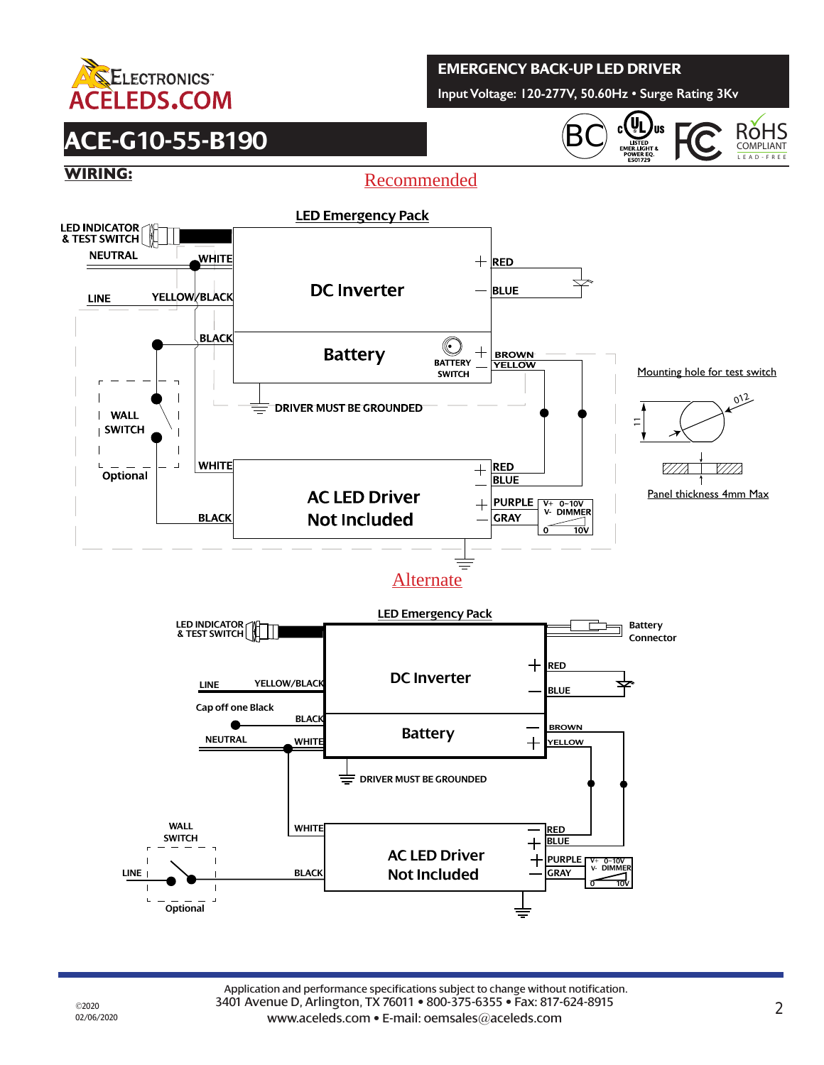# ACE-G10-55-B190

**EMERGENCY BACK-UP LED DRIVER**

Input Voltage: 120-277V, 50.60Hz • Surge Rating 3Kv

**WIRING:**

## Recommended

**LED Emergency Pack**

LED INDICATOR & TEST SWITCH

NEUTRAL — WHITE

LINE — YELLOW/BLACK

BLACK

DC Inverter — + RED, — BLUE

Battery — BATTERY SWITCH — + BROWN, — YELLOW

DRIVER MUST BE GROUNDED

WALL SWITCH

Optional

WHITE

BLACK

AC LED Driver Not Included — + RED, — BLUE, + PURPLE, — GRAY

V+ 0~10V V- DIMMER 0 10V

Mounting hole for test switch

012

11

Panel thickness 4mm Max

## Alternate

**LED Emergency Pack**

LED INDICATOR & TEST SWITCH

Battery Connector

DC Inverter — + RED, — BLUE

LINE — YELLOW/BLACK

Cap off one Black — BLACK

NEUTRAL — WHITE

Battery — — BROWN, + YELLOW

DRIVER MUST BE GROUNDED

WALL SWITCH

LINE

Optional

WHITE

BLACK

AC LED Driver Not Included — — RED, + BLUE, + PURPLE, — GRAY

V+ 0~10V V- DIMMER 0 10V

©2020
02/06/2020

Application and performance specifications subject to change without notification.
3401 Avenue D, Arlington, TX 76011 • 800-375-6355 • Fax: 817-624-8915
www.aceleds.com • E-mail: oemsales@aceleds.com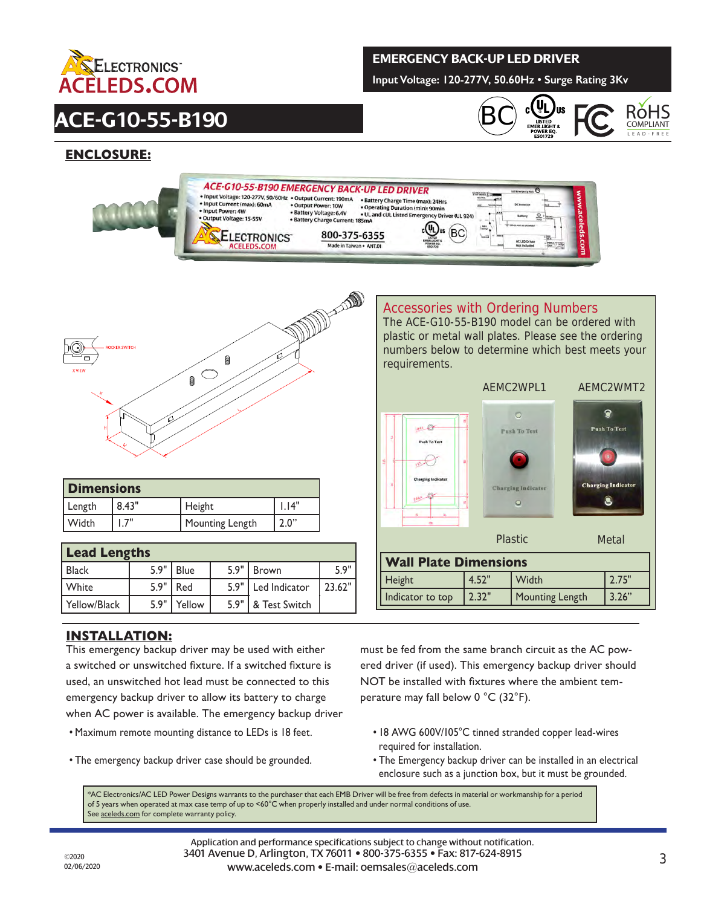# ACE-G10-55-B190

**EMERGENCY BACK-UP LED DRIVER**

Input Voltage: 120-277V, 50.60Hz • Surge Rating 3Kv

## ENCLOSURE:

| Dimensions | | | |
|---|---|---|---|
| Length | 8.43" | Height | 1.14" |
| Width | 1.7" | Mounting Length | 2.0" |

| Lead Lengths | | | | | |
|---|---|---|---|---|---|
| Black | 5.9" | Blue | 5.9" | Brown | 5.9" |
| White | 5.9" | Red | 5.9" | Led Indicator | 23.62" |
| Yellow/Black | 5.9" | Yellow | 5.9" | & Test Switch | |

### Accessories with Ordering Numbers

The ACE-G10-55-B190 model can be ordered with plastic or metal wall plates. Please see the ordering numbers below to determine which best meets your requirements.

AEMC2WPL1 — Plastic

AEMC2WMT2 — Metal

| Wall Plate Dimensions | | | |
|---|---|---|---|
| Height | 4.52" | Width | 2.75" |
| Indicator to top | 2.32" | Mounting Length | 3.26" |

## INSTALLATION:

This emergency backup driver may be used with either a switched or unswitched fixture. If a switched fixture is used, an unswitched hot lead must be connected to this emergency backup driver to allow its battery to charge when AC power is available. The emergency backup driver must be fed from the same branch circuit as the AC powered driver (if used). This emergency backup driver should NOT be installed with fixtures where the ambient temperature may fall below 0 °C (32°F).

- Maximum remote mounting distance to LEDs is 18 feet.
- The emergency backup driver case should be grounded.
- 18 AWG 600V/105°C tinned stranded copper lead-wires required for installation.
- The Emergency backup driver can be installed in an electrical enclosure such as a junction box, but it must be grounded.

*AC Electronics/AC LED Power Designs warrants to the purchaser that each EMB Driver will be free from defects in material or workmanship for a period of 5 years when operated at max case temp of up to <60°C when properly installed and under normal conditions of use. See aceleds.com for complete warranty policy.

Application and performance specifications subject to change without notification.
3401 Avenue D, Arlington, TX 76011 • 800-375-6355 • Fax: 817-624-8915
www.aceleds.com • E-mail: oemsales@aceleds.com

©2020
02/06/2020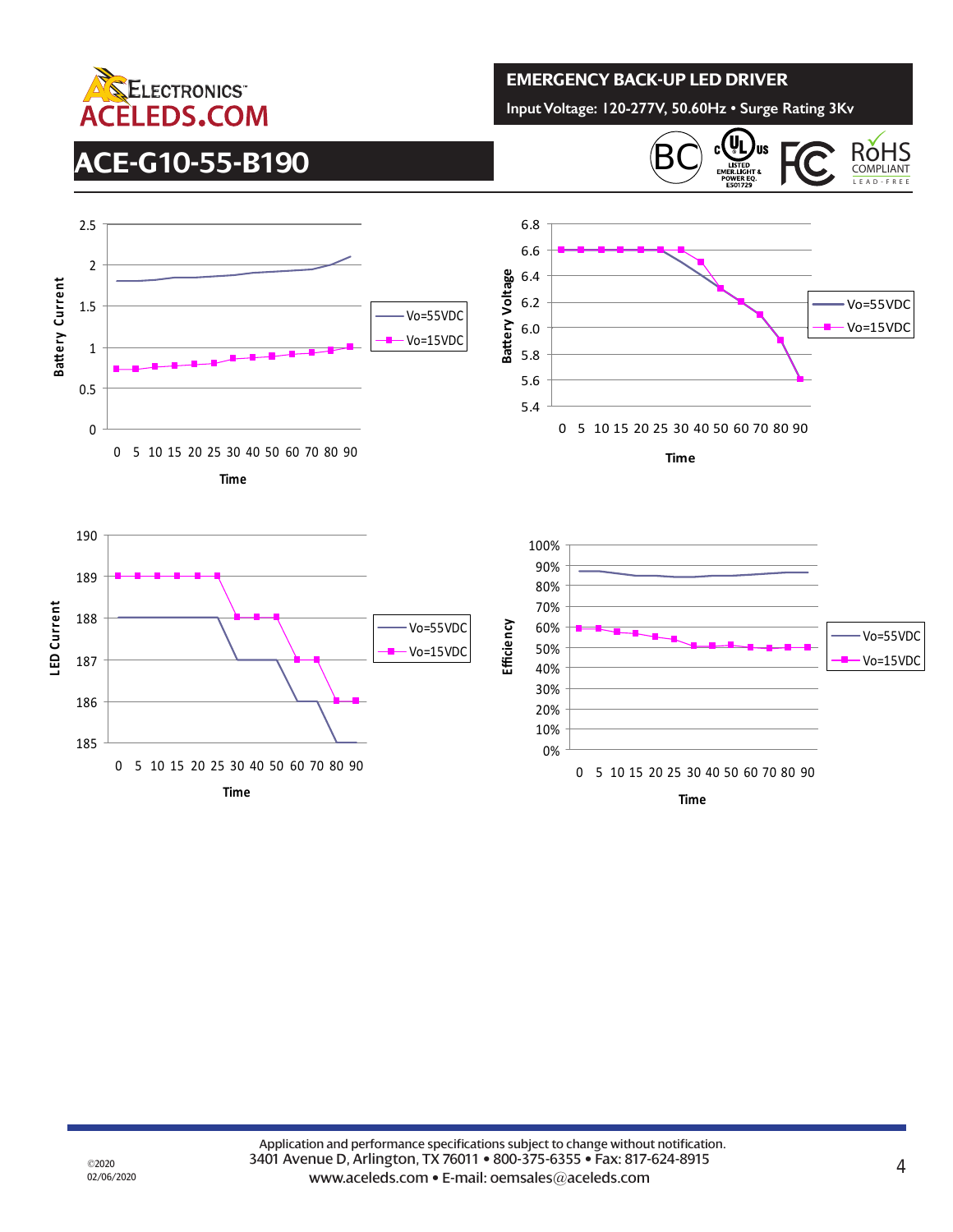ACELEDS.COM

EMERGENCY BACK-UP LED DRIVER

Input Voltage: 120-277V, 50.60Hz • Surge Rating 3Kv

# ACE-G10-55-B190

Battery Current

2.5
2
1.5
1
0.5
0

0 5 10 15 20 25 30 40 50 60 70 80 90

Time

Vo=55VDC
Vo=15VDC

Battery Voltage

6.8
6.6
6.4
6.2
6.0
5.8
5.6
5.4

0 5 10 15 20 25 30 40 50 60 70 80 90

Time

Vo=55VDC
Vo=15VDC

LED Current

190
189
188
187
186
185

0 5 10 15 20 25 30 40 50 60 70 80 90

Time

Vo=55VDC
Vo=15VDC

Efficiency

100%
90%
80%
70%
60%
50%
40%
30%
20%
10%
0%

0 5 10 15 20 25 30 40 50 60 70 80 90

Time

Vo=55VDC
Vo=15VDC

Application and performance specifications subject to change without notification.
3401 Avenue D, Arlington, TX 76011 • 800-375-6355 • Fax: 817-624-8915
www.aceleds.com • E-mail: oemsales@aceleds.com

©2020
02/06/2020